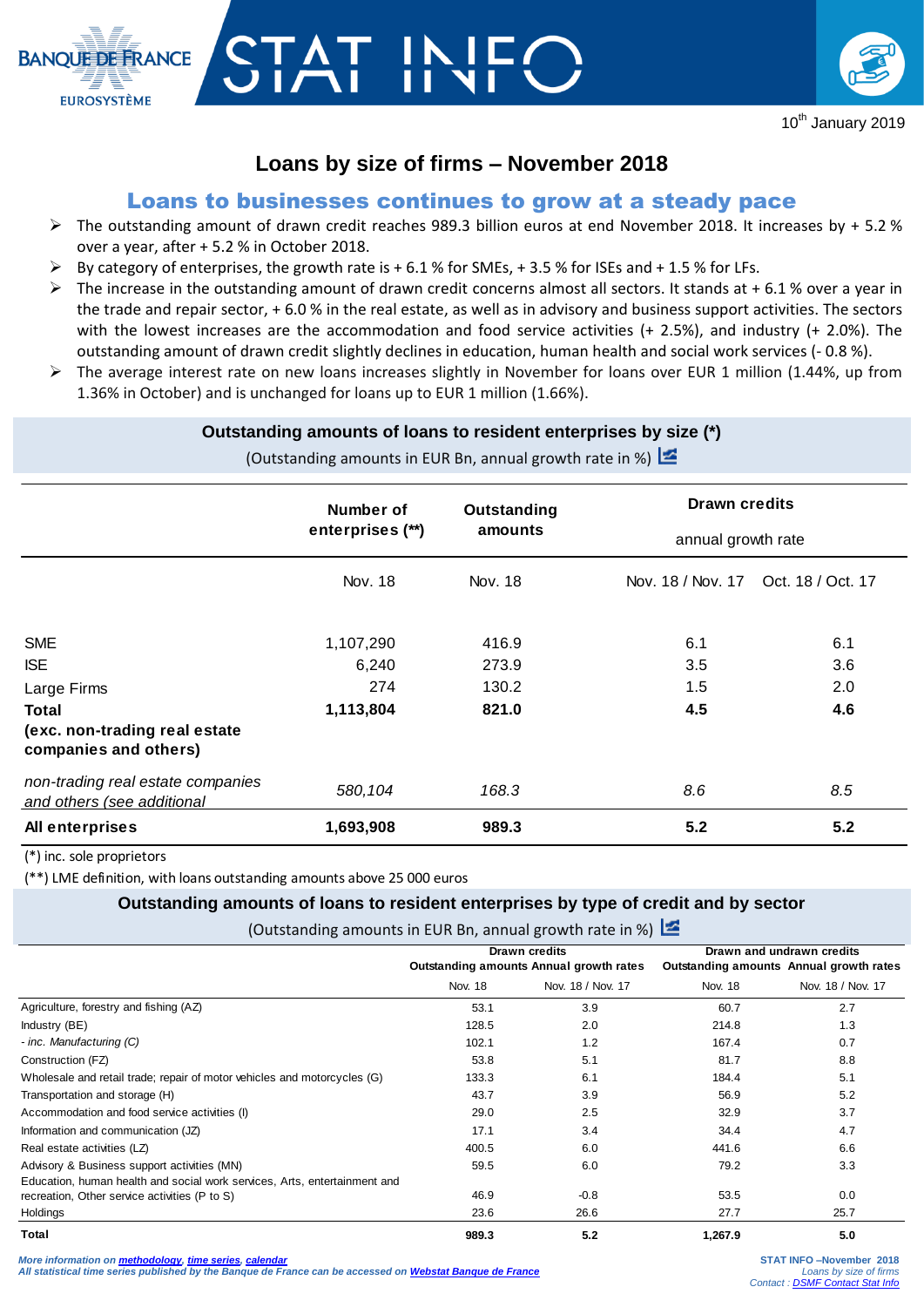BANQUE DE FRANCE
EUROSYSTÈME

STAT INFO

10th January 2019

# Loans by size of firms – November 2018

## Loans to businesses continues to grow at a steady pace

- The outstanding amount of drawn credit reaches 989.3 billion euros at end November 2018. It increases by + 5.2 % over a year, after + 5.2 % in October 2018.
- By category of enterprises, the growth rate is + 6.1 % for SMEs, + 3.5 % for ISEs and + 1.5 % for LFs.
- The increase in the outstanding amount of drawn credit concerns almost all sectors. It stands at + 6.1 % over a year in the trade and repair sector, + 6.0 % in the real estate, as well as in advisory and business support activities. The sectors with the lowest increases are the accommodation and food service activities (+ 2.5%), and industry (+ 2.0%). The outstanding amount of drawn credit slightly declines in education, human health and social work services (- 0.8 %).
- The average interest rate on new loans increases slightly in November for loans over EUR 1 million (1.44%, up from 1.36% in October) and is unchanged for loans up to EUR 1 million (1.66%).

### Outstanding amounts of loans to resident enterprises by size (*)

(Outstanding amounts in EUR Bn, annual growth rate in %)

| | Number of enterprises (**) | Outstanding amounts | Drawn credits annual growth rate | |
|---|---|---|---|---|
| | Nov. 18 | Nov. 18 | Nov. 18 / Nov. 17 | Oct. 18 / Oct. 17 |
| SME | 1,107,290 | 416.9 | 6.1 | 6.1 |
| ISE | 6,240 | 273.9 | 3.5 | 3.6 |
| Large Firms | 274 | 130.2 | 1.5 | 2.0 |
| **Total (exc. non-trading real estate companies and others)** | **1,113,804** | **821.0** | **4.5** | **4.6** |
| *non-trading real estate companies and others (see additional* | *580,104* | *168.3* | *8.6* | *8.5* |
| **All enterprises** | **1,693,908** | **989.3** | **5.2** | **5.2** |

(*) inc. sole proprietors

(**) LME definition, with loans outstanding amounts above 25 000 euros

### Outstanding amounts of loans to resident enterprises by type of credit and by sector

(Outstanding amounts in EUR Bn, annual growth rate in %)

| | Drawn credits | | Drawn and undrawn credits | |
|---|---|---|---|---|
| | Outstanding amounts | Annual growth rates | Outstanding amounts | Annual growth rates |
| | Nov. 18 | Nov. 18 / Nov. 17 | Nov. 18 | Nov. 18 / Nov. 17 |
| Agriculture, forestry and fishing (AZ) | 53.1 | 3.9 | 60.7 | 2.7 |
| Industry (BE) | 128.5 | 2.0 | 214.8 | 1.3 |
| *- inc. Manufacturing (C)* | 102.1 | 1.2 | 167.4 | 0.7 |
| Construction (FZ) | 53.8 | 5.1 | 81.7 | 8.8 |
| Wholesale and retail trade; repair of motor vehicles and motorcycles (G) | 133.3 | 6.1 | 184.4 | 5.1 |
| Transportation and storage (H) | 43.7 | 3.9 | 56.9 | 5.2 |
| Accommodation and food service activities (I) | 29.0 | 2.5 | 32.9 | 3.7 |
| Information and communication (JZ) | 17.1 | 3.4 | 34.4 | 4.7 |
| Real estate activities (LZ) | 400.5 | 6.0 | 441.6 | 6.6 |
| Advisory & Business support activities (MN) | 59.5 | 6.0 | 79.2 | 3.3 |
| Education, human health and social work services, Arts, entertainment and recreation, Other service activities (P to S) | 46.9 | -0.8 | 53.5 | 0.0 |
| Holdings | 23.6 | 26.6 | 27.7 | 25.7 |
| **Total** | **989.3** | **5.2** | **1,267.9** | **5.0** |

*More information on **methodology**, **time series**, **calendar***
*All statistical time series published by the Banque de France can be accessed on **Webstat Banque de France***

STAT INFO –November 2018
*Loans by size of firms*
*Contact : DSMF Contact Stat Info*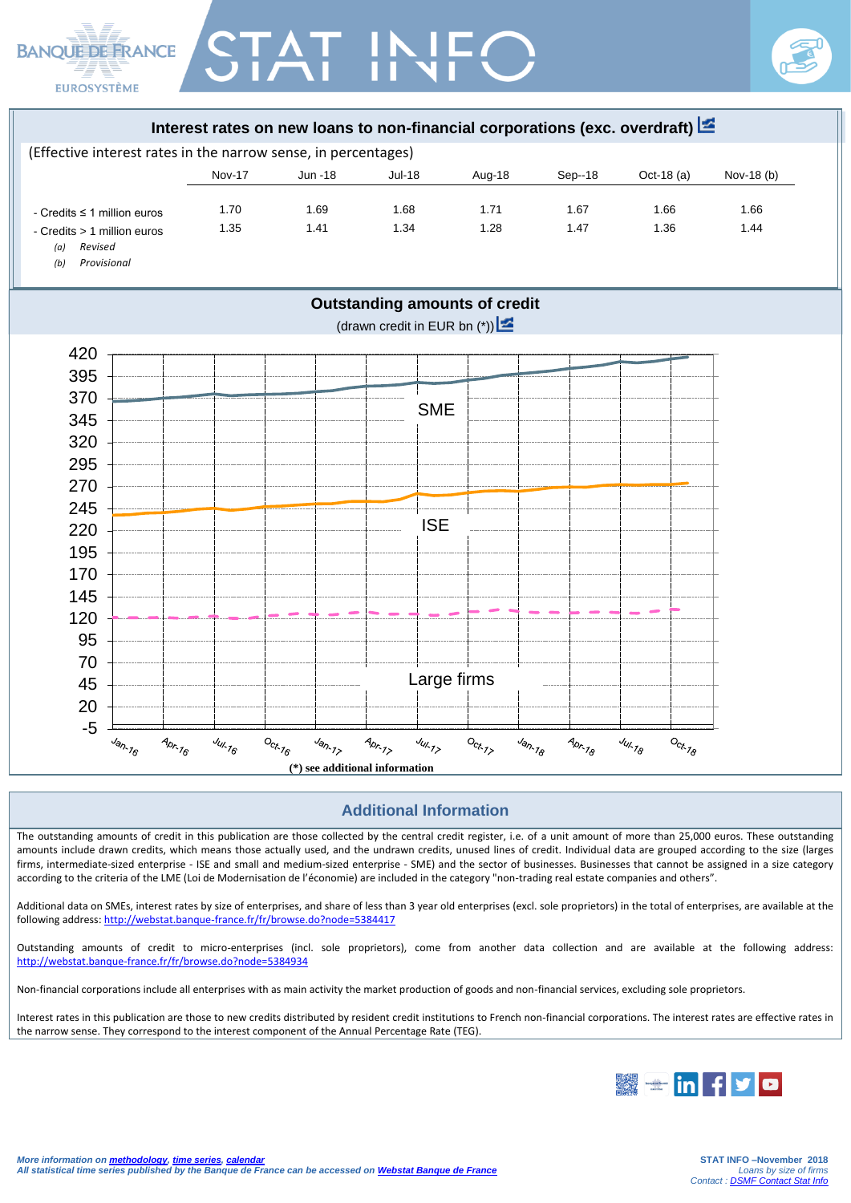## Interest rates on new loans to non-financial corporations (exc. overdraft)

(Effective interest rates in the narrow sense, in percentages)

| | Nov-17 | Jun -18 | Jul-18 | Aug-18 | Sep--18 | Oct-18 (a) | Nov-18 (b) |
|---|---|---|---|---|---|---|---|
| - Credits ≤ 1 million euros | 1.70 | 1.69 | 1.68 | 1.71 | 1.67 | 1.66 | 1.66 |
| - Credits > 1 million euros | 1.35 | 1.41 | 1.34 | 1.28 | 1.47 | 1.36 | 1.44 |

*(a) Revised*

*(b) Provisional*

## Outstanding amounts of credit

(drawn credit in EUR bn (*))

420
395
370
345
320
295
270
245
220
195
170
145
120
95
70
45
20
-5

SME
ISE
Large firms

Jan-16 Apr-16 Jul-16 Oct-16 Jan-17 Apr-17 Jul-17 Oct-17 Jan-18 Apr-18 Jul-18 Oct-18

**(*) see additional information**

## Additional Information

The outstanding amounts of credit in this publication are those collected by the central credit register, i.e. of a unit amount of more than 25,000 euros. These outstanding amounts include drawn credits, which means those actually used, and the undrawn credits, unused lines of credit. Individual data are grouped according to the size (larges firms, intermediate-sized enterprise - ISE and small and medium-sized enterprise - SME) and the sector of businesses. Businesses that cannot be assigned in a size category according to the criteria of the LME (Loi de Modernisation de l'économie) are included in the category "non-trading real estate companies and others".

Additional data on SMEs, interest rates by size of enterprises, and share of less than 3 year old enterprises (excl. sole proprietors) in the total of enterprises, are available at the following address: http://webstat.banque-france.fr/fr/browse.do?node=5384417

Outstanding amounts of credit to micro-enterprises (incl. sole proprietors), come from another data collection and are available at the following address: http://webstat.banque-france.fr/fr/browse.do?node=5384934

Non-financial corporations include all enterprises with as main activity the market production of goods and non-financial services, excluding sole proprietors.

Interest rates in this publication are those to new credits distributed by resident credit institutions to French non-financial corporations. The interest rates are effective rates in the narrow sense. They correspond to the interest component of the Annual Percentage Rate (TEG).

*More information on **methodology**, **time series**, **calendar***
*All statistical time series published by the Banque de France can be accessed on **Webstat Banque de France***

**STAT INFO –November 2018**
*Loans by size of firms*
*Contact : DSMF Contact Stat Info*